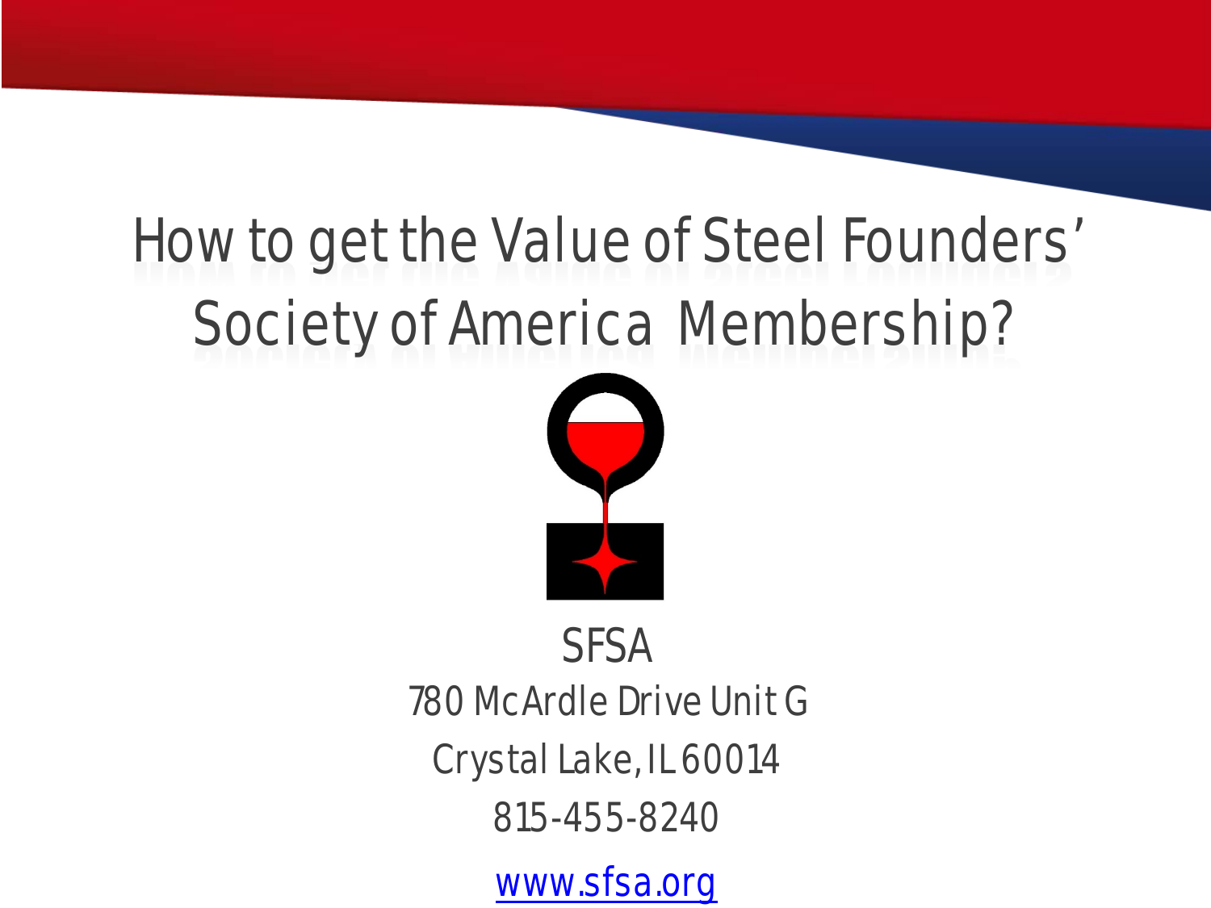# How to get the Value of Steel Founders' Society of America Membership?

SFSA

780 McArdle Drive Unit G

Crystal Lake, IL 60014

815-455-8240

[www.sfsa.org](http://www.sfsa.org)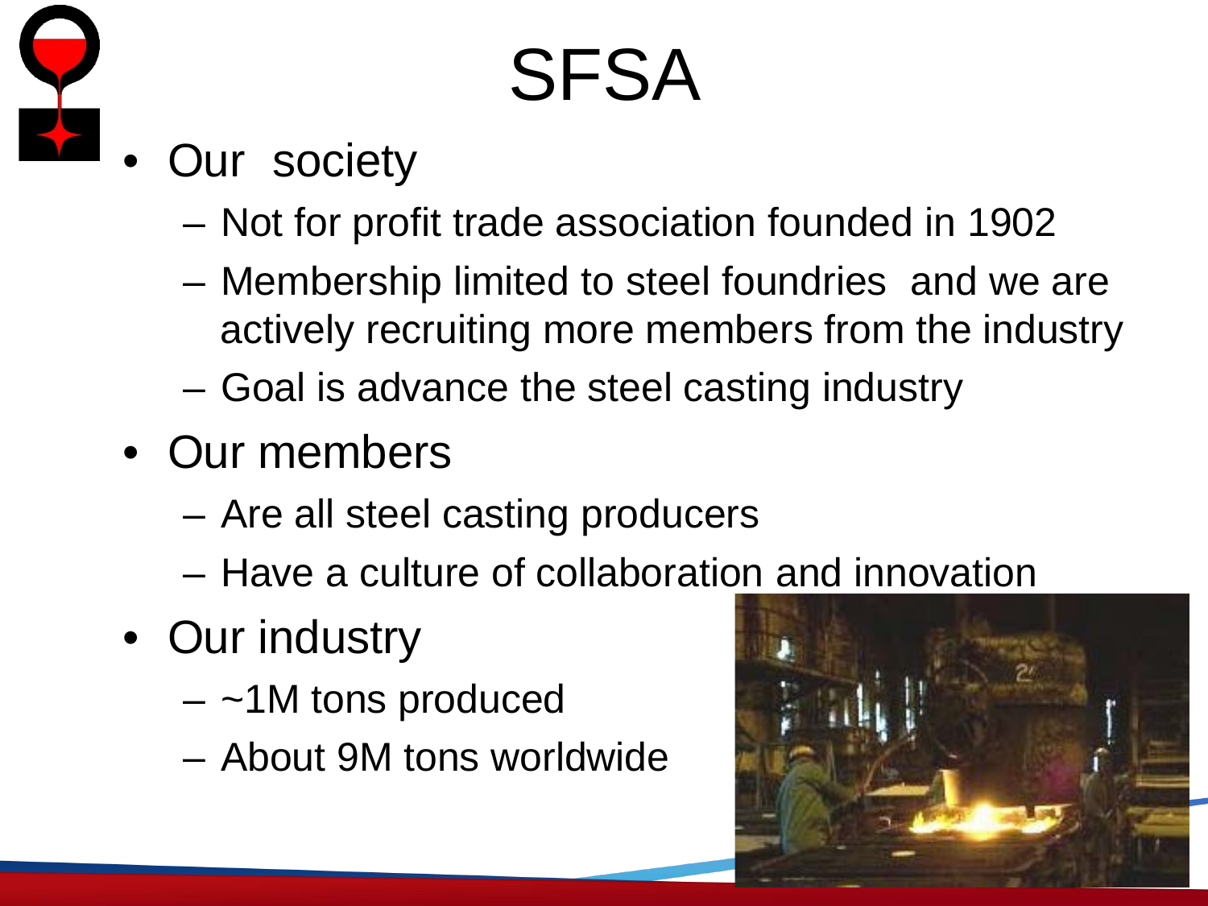# SFSA

- Our society
  - Not for profit trade association founded in 1902
  - Membership limited to steel foundries and we are actively recruiting more members from the industry
  - Goal is advance the steel casting industry
- Our members
  - Are all steel casting producers
  - Have a culture of collaboration and innovation
- Our industry
  - ~1M tons produced
  - About 9M tons worldwide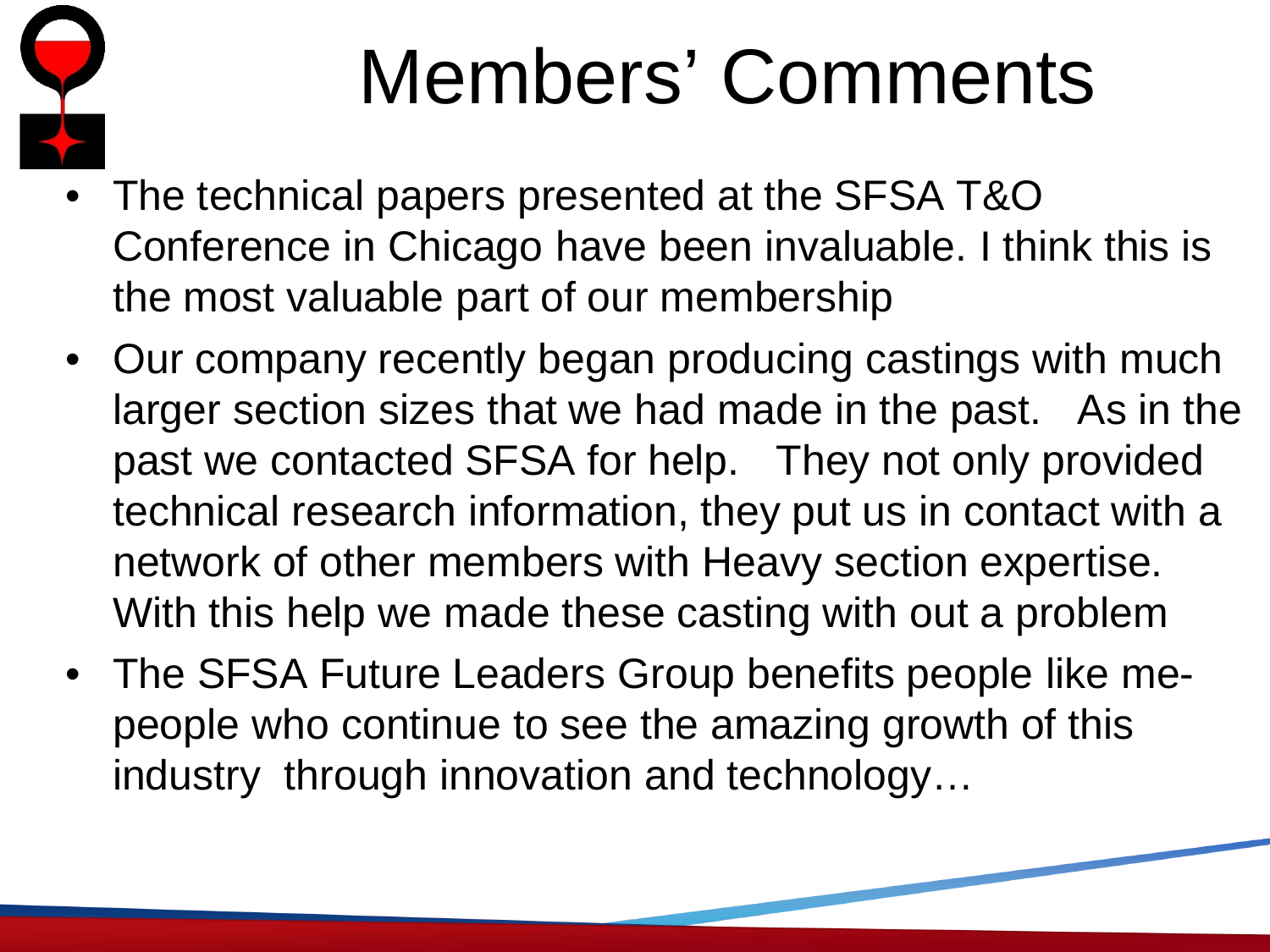# Members' Comments

- The technical papers presented at the SFSA T&O Conference in Chicago have been invaluable. I think this is the most valuable part of our membership
- Our company recently began producing castings with much larger section sizes that we had made in the past. As in the past we contacted SFSA for help. They not only provided technical research information, they put us in contact with a network of other members with Heavy section expertise. With this help we made these casting with out a problem
- The SFSA Future Leaders Group benefits people like me- people who continue to see the amazing growth of this industry through innovation and technology…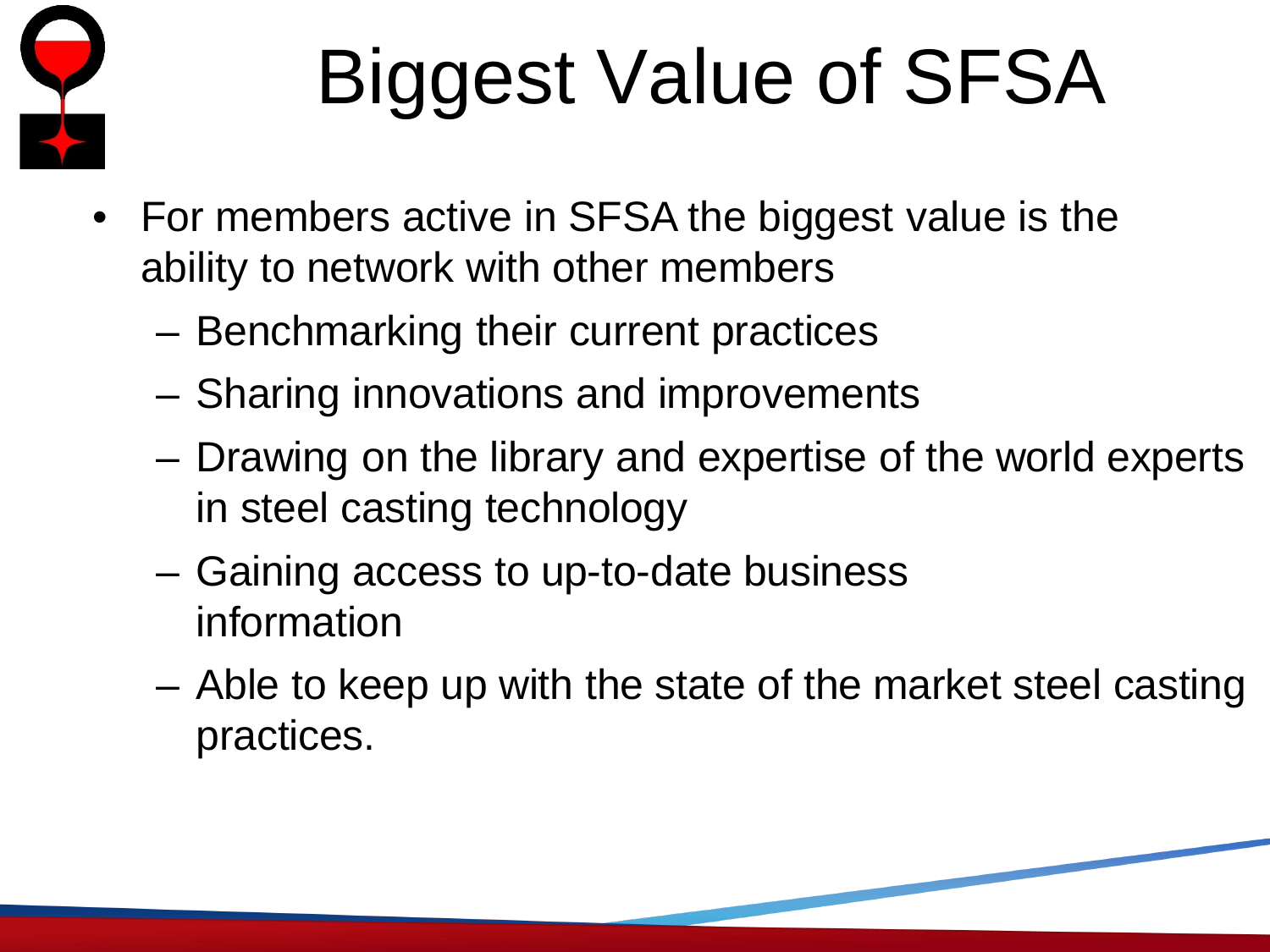# Biggest Value of SFSA

- For members active in SFSA the biggest value is the ability to network with other members
  - Benchmarking their current practices
  - Sharing innovations and improvements
  - Drawing on the library and expertise of the world experts in steel casting technology
  - Gaining access to up-to-date business information
  - Able to keep up with the state of the market steel casting practices.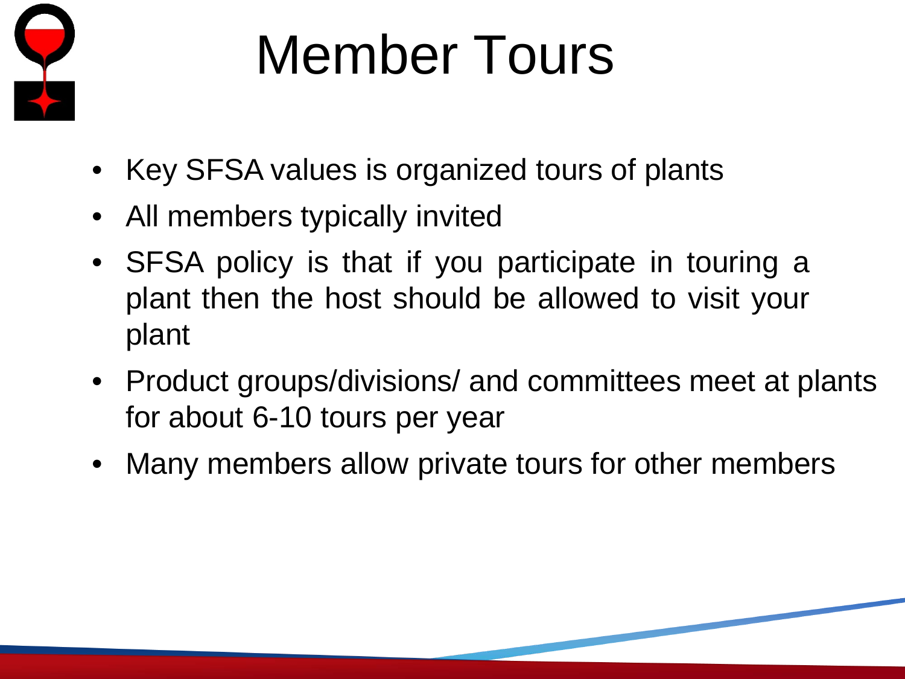# Member Tours

- Key SFSA values is organized tours of plants
- All members typically invited
- SFSA policy is that if you participate in touring a plant then the host should be allowed to visit your plant
- Product groups/divisions/ and committees meet at plants for about 6-10 tours per year
- Many members allow private tours for other members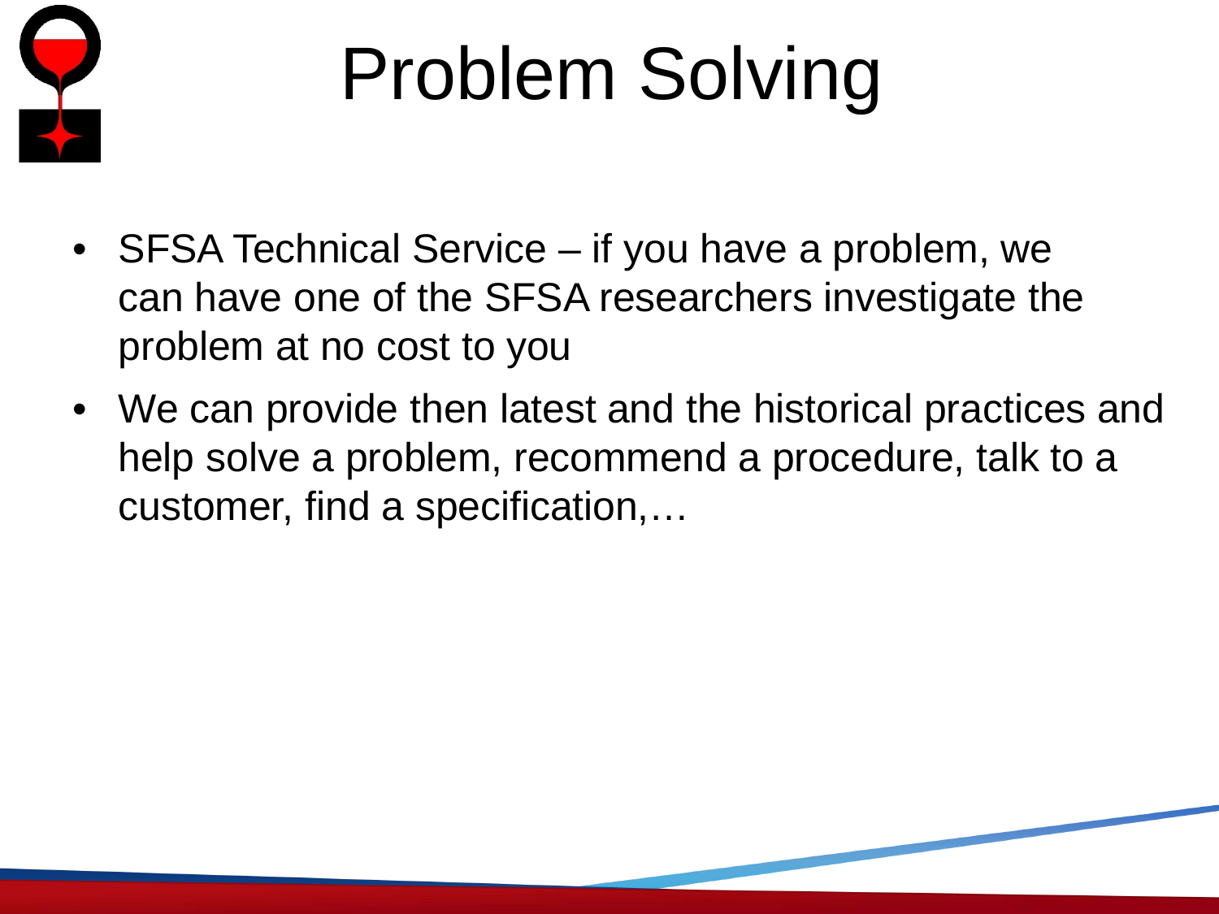# Problem Solving

- SFSA Technical Service – if you have a problem, we can have one of the SFSA researchers investigate the problem at no cost to you
- We can provide then latest and the historical practices and help solve a problem, recommend a procedure, talk to a customer, find a specification,…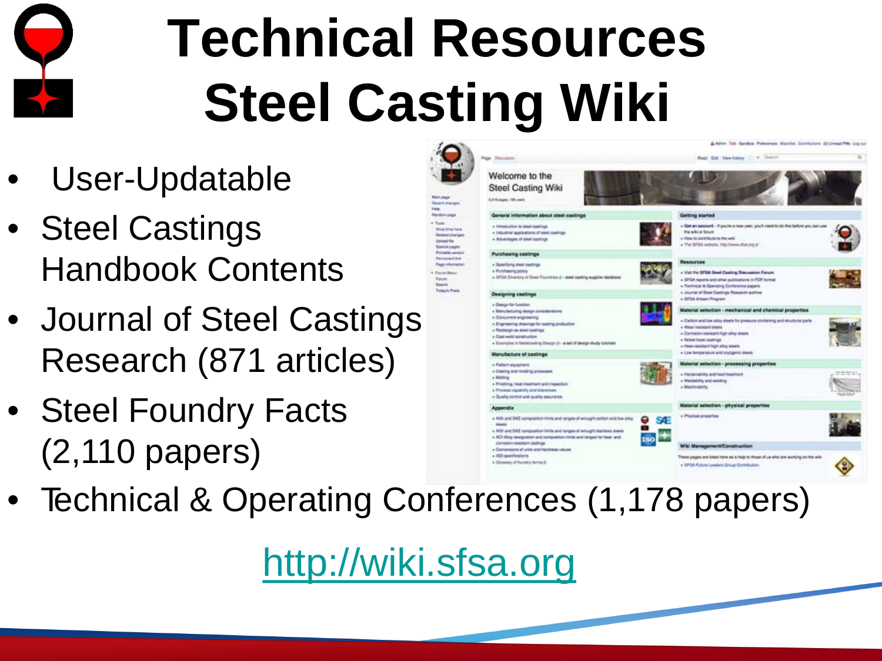# Technical Resources Steel Casting Wiki

- User-Updatable
- Steel Castings Handbook Contents
- Journal of Steel Castings Research (871 articles)
- Steel Foundry Facts (2,110 papers)
- Technical & Operating Conferences (1,178 papers)

http://wiki.sfsa.org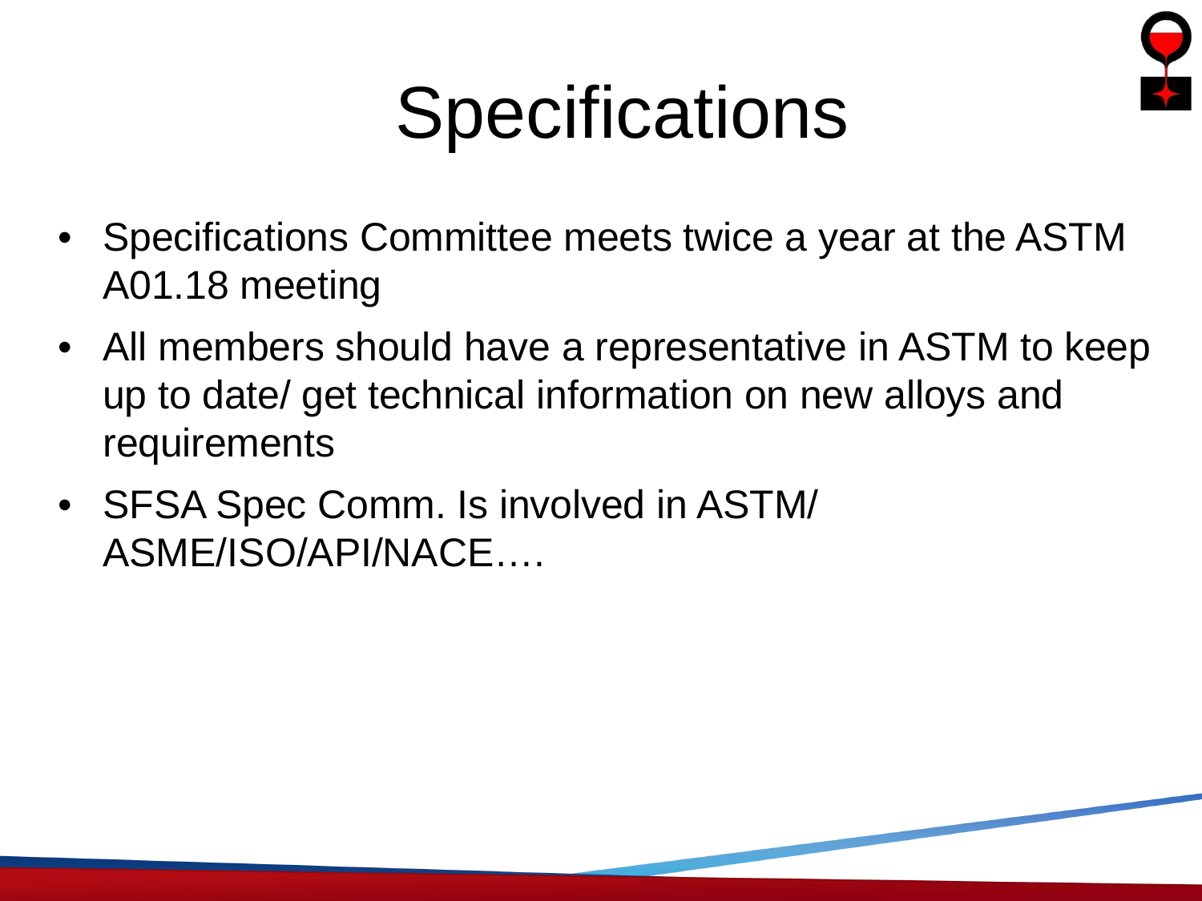# Specifications

- Specifications Committee meets twice a year at the ASTM A01.18 meeting
- All members should have a representative in ASTM to keep up to date/ get technical information on new alloys and requirements
- SFSA Spec Comm. Is involved in ASTM/ ASME/ISO/API/NACE….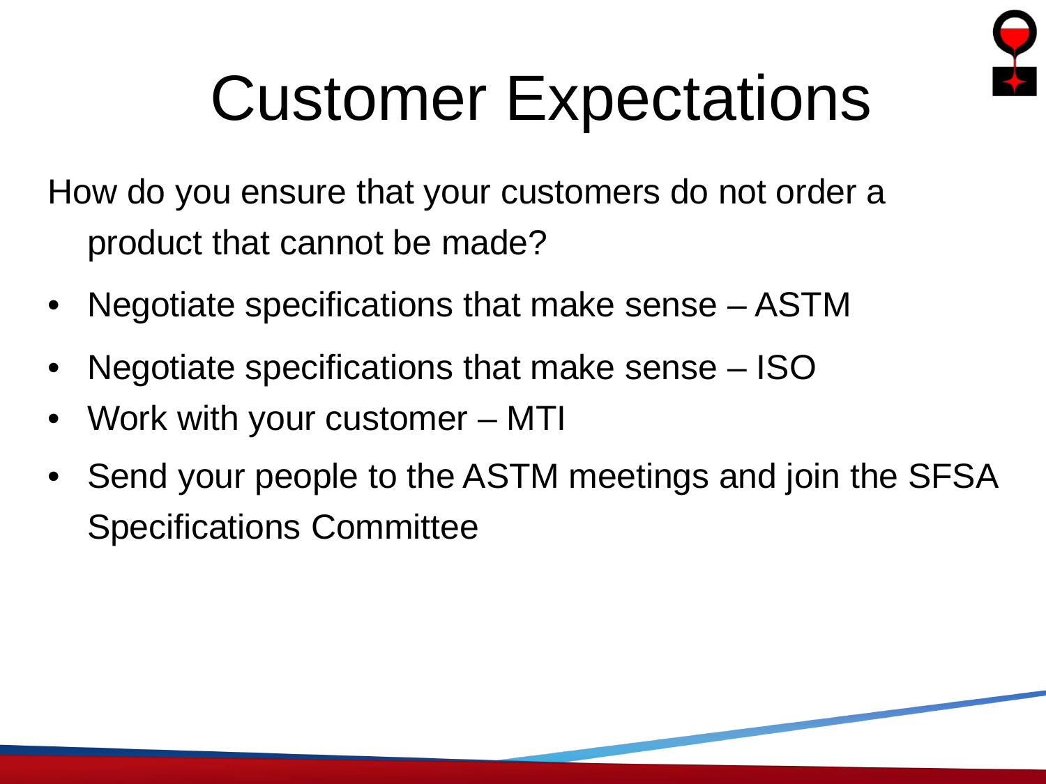# Customer Expectations

How do you ensure that your customers do not order a product that cannot be made?

- Negotiate specifications that make sense – ASTM
- Negotiate specifications that make sense – ISO
- Work with your customer – MTI
- Send your people to the ASTM meetings and join the SFSA Specifications Committee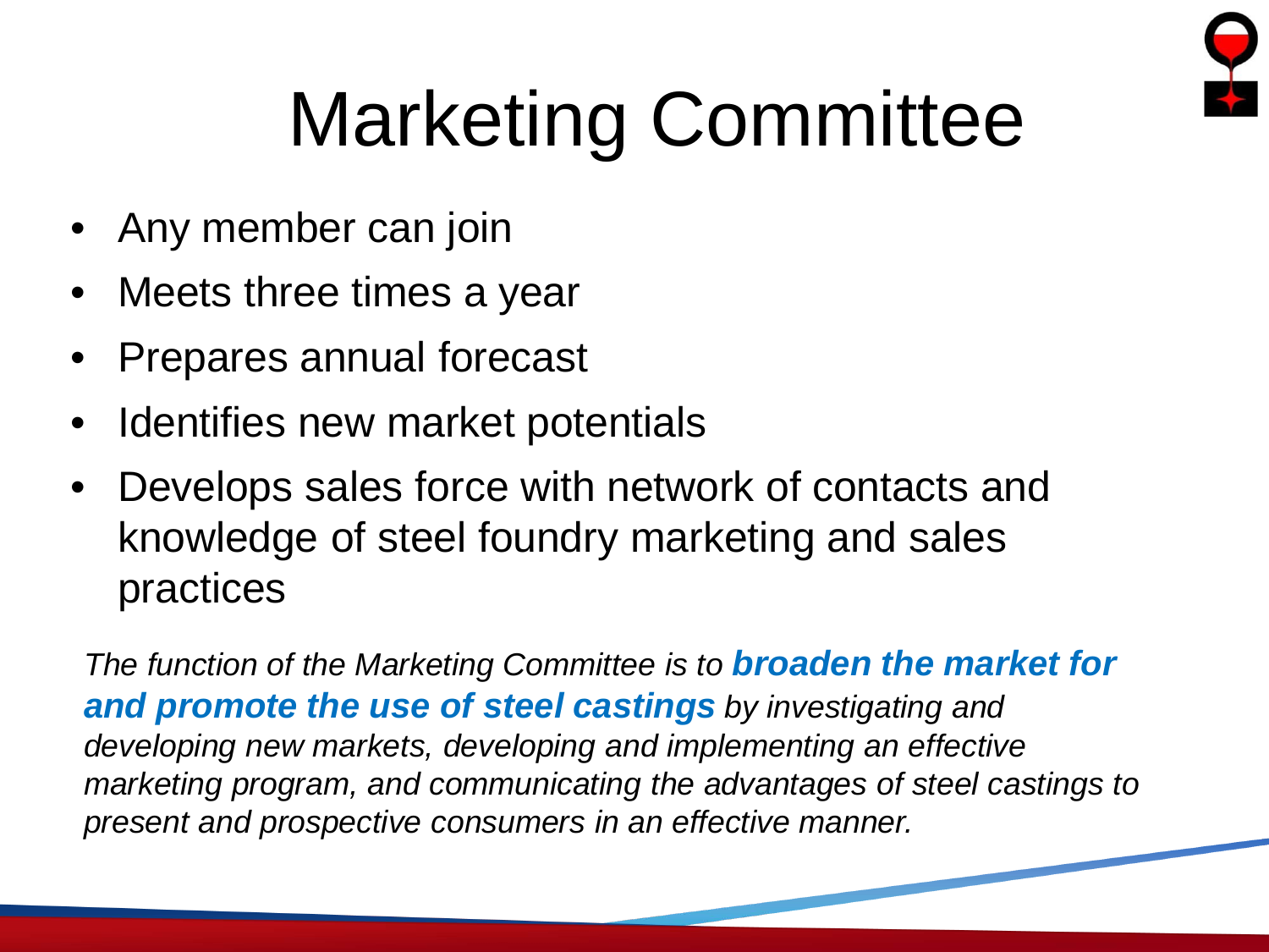# Marketing Committee

- Any member can join
- Meets three times a year
- Prepares annual forecast
- Identifies new market potentials
- Develops sales force with network of contacts and knowledge of steel foundry marketing and sales practices

*The function of the Marketing Committee is to* ***broaden the market for and promote the use of steel castings*** *by investigating and developing new markets, developing and implementing an effective marketing program, and communicating the advantages of steel castings to present and prospective consumers in an effective manner.*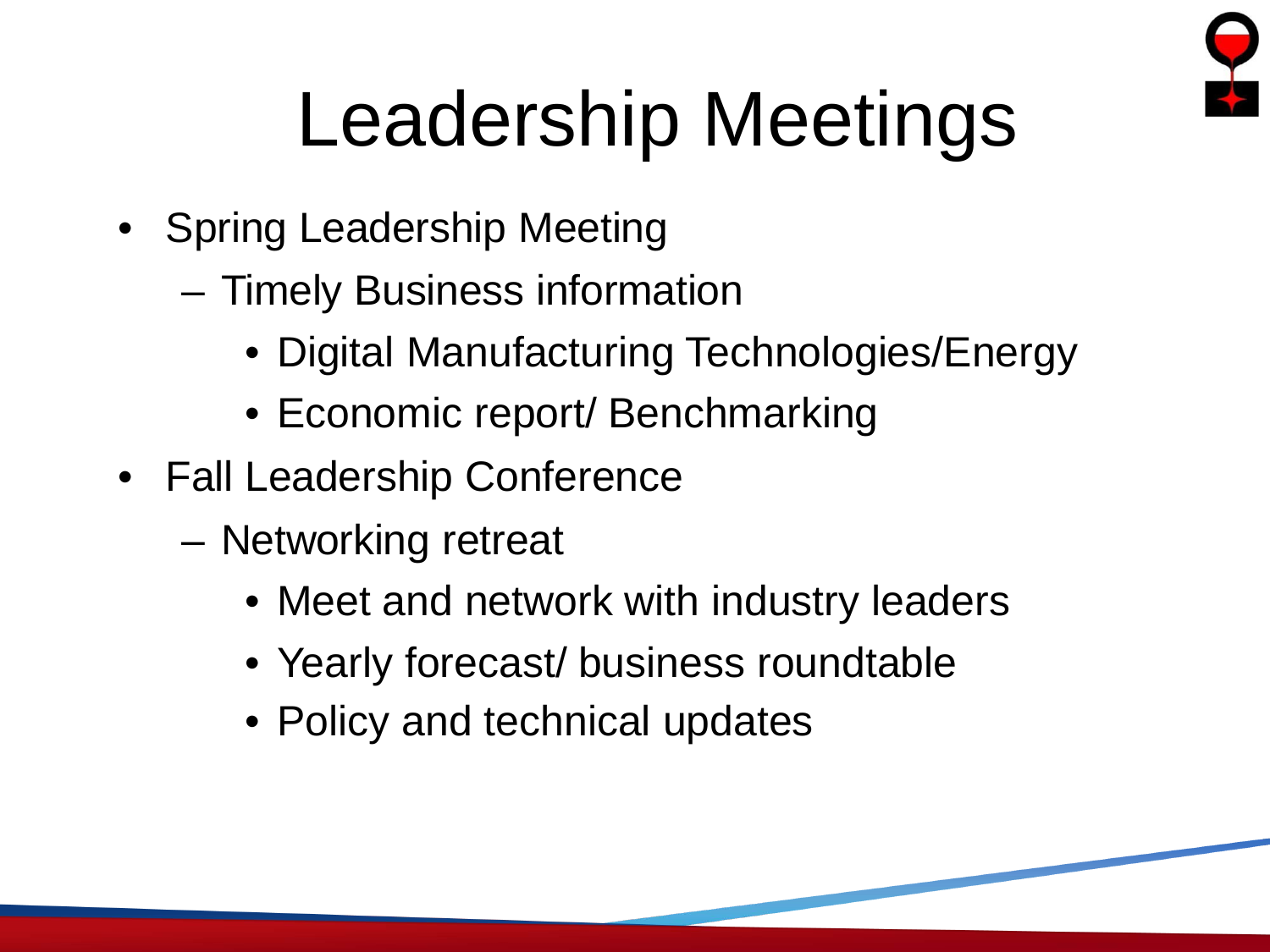# Leadership Meetings

- Spring Leadership Meeting
  - Timely Business information
    - Digital Manufacturing Technologies/Energy
    - Economic report/ Benchmarking
- Fall Leadership Conference
  - Networking retreat
    - Meet and network with industry leaders
    - Yearly forecast/ business roundtable
    - Policy and technical updates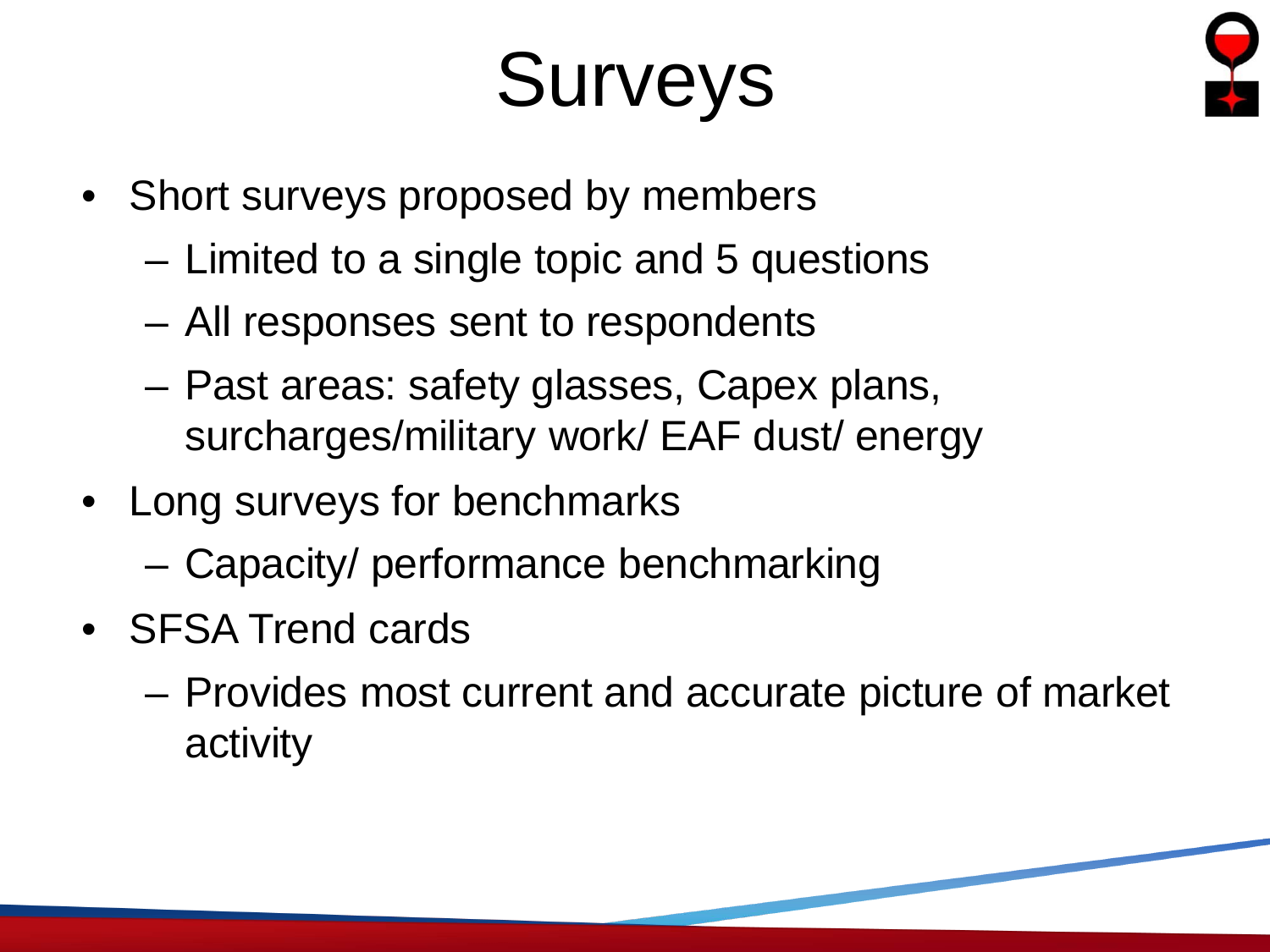# Surveys

- Short surveys proposed by members
  - Limited to a single topic and 5 questions
  - All responses sent to respondents
  - Past areas: safety glasses, Capex plans, surcharges/military work/ EAF dust/ energy
- Long surveys for benchmarks
  - Capacity/ performance benchmarking
- SFSA Trend cards
  - Provides most current and accurate picture of market activity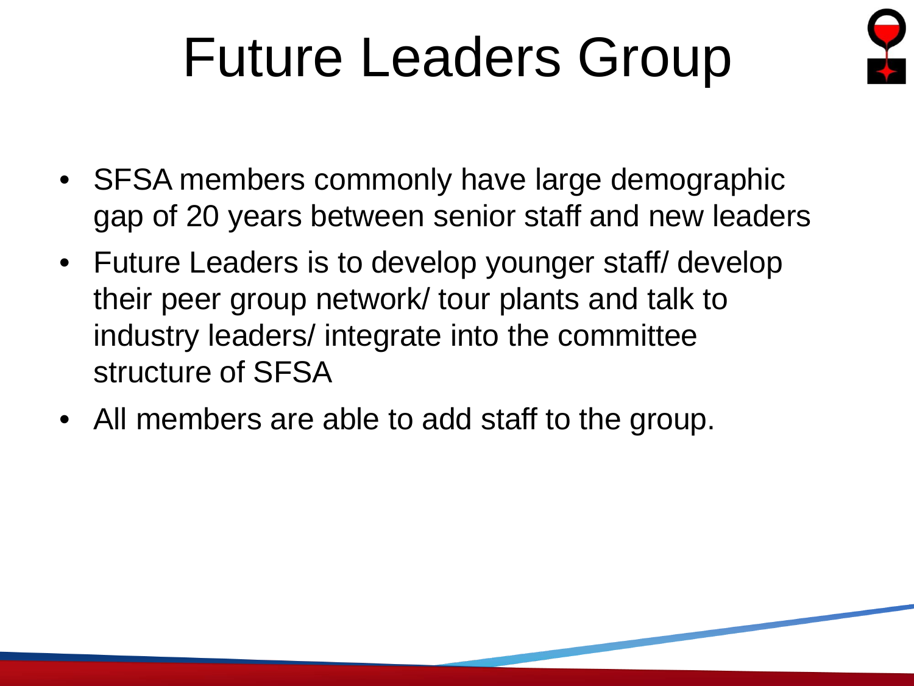# Future Leaders Group

- SFSA members commonly have large demographic gap of 20 years between senior staff and new leaders
- Future Leaders is to develop younger staff/ develop their peer group network/ tour plants and talk to industry leaders/ integrate into the committee structure of SFSA
- All members are able to add staff to the group.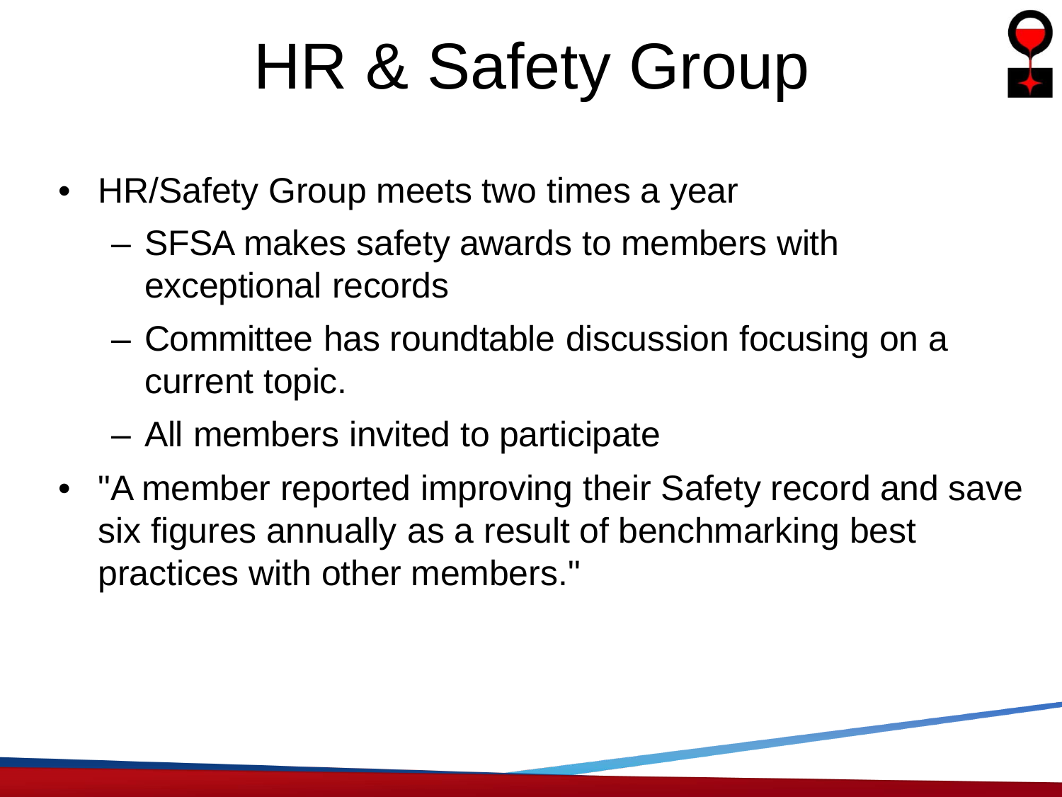# HR & Safety Group

- HR/Safety Group meets two times a year
  - SFSA makes safety awards to members with exceptional records
  - Committee has roundtable discussion focusing on a current topic.
  - All members invited to participate
- "A member reported improving their Safety record and save six figures annually as a result of benchmarking best practices with other members."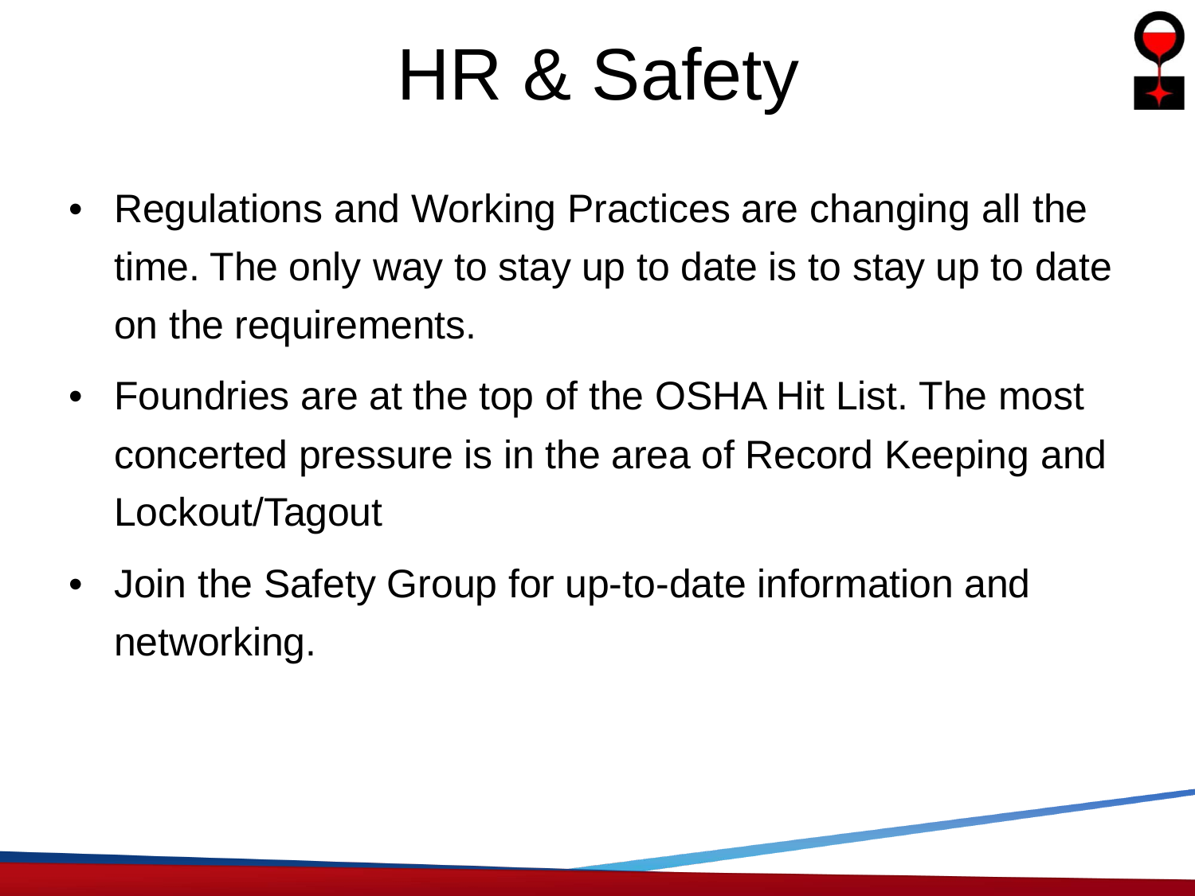# HR & Safety

- Regulations and Working Practices are changing all the time. The only way to stay up to date is to stay up to date on the requirements.
- Foundries are at the top of the OSHA Hit List. The most concerted pressure is in the area of Record Keeping and Lockout/Tagout
- Join the Safety Group for up-to-date information and networking.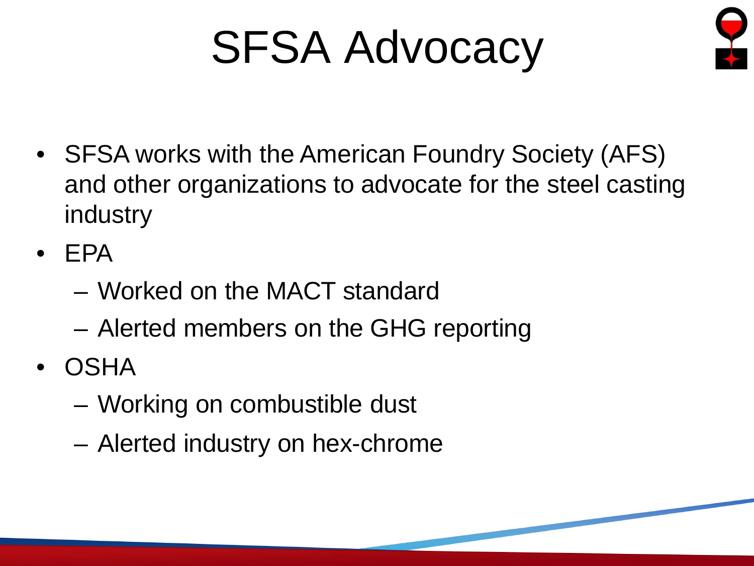# SFSA Advocacy

- SFSA works with the American Foundry Society (AFS) and other organizations to advocate for the steel casting industry
- EPA
  - Worked on the MACT standard
  - Alerted members on the GHG reporting
- OSHA
  - Working on combustible dust
  - Alerted industry on hex-chrome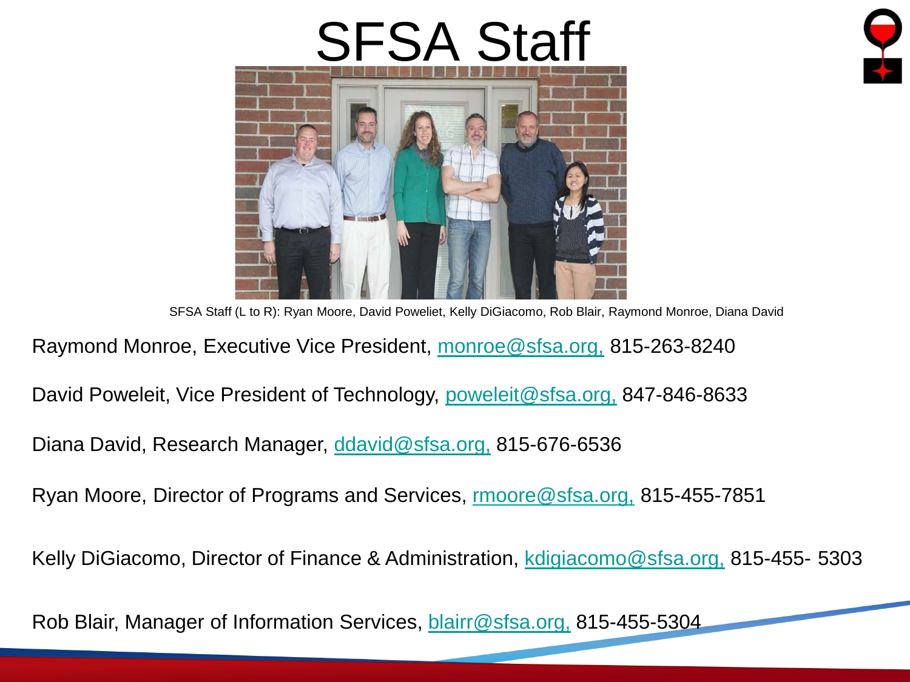# SFSA Staff

SFSA Staff (L to R): Ryan Moore, David Poweliet, Kelly DiGiacomo, Rob Blair, Raymond Monroe, Diana David

Raymond Monroe, Executive Vice President, monroe@sfsa.org, 815-263-8240

David Poweleit, Vice President of Technology, poweleit@sfsa.org, 847-846-8633

Diana David, Research Manager, ddavid@sfsa.org, 815-676-6536

Ryan Moore, Director of Programs and Services, rmoore@sfsa.org, 815-455-7851

Kelly DiGiacomo, Director of Finance & Administration, kdigiacomo@sfsa.org, 815-455- 5303

Rob Blair, Manager of Information Services, blairr@sfsa.org, 815-455-5304